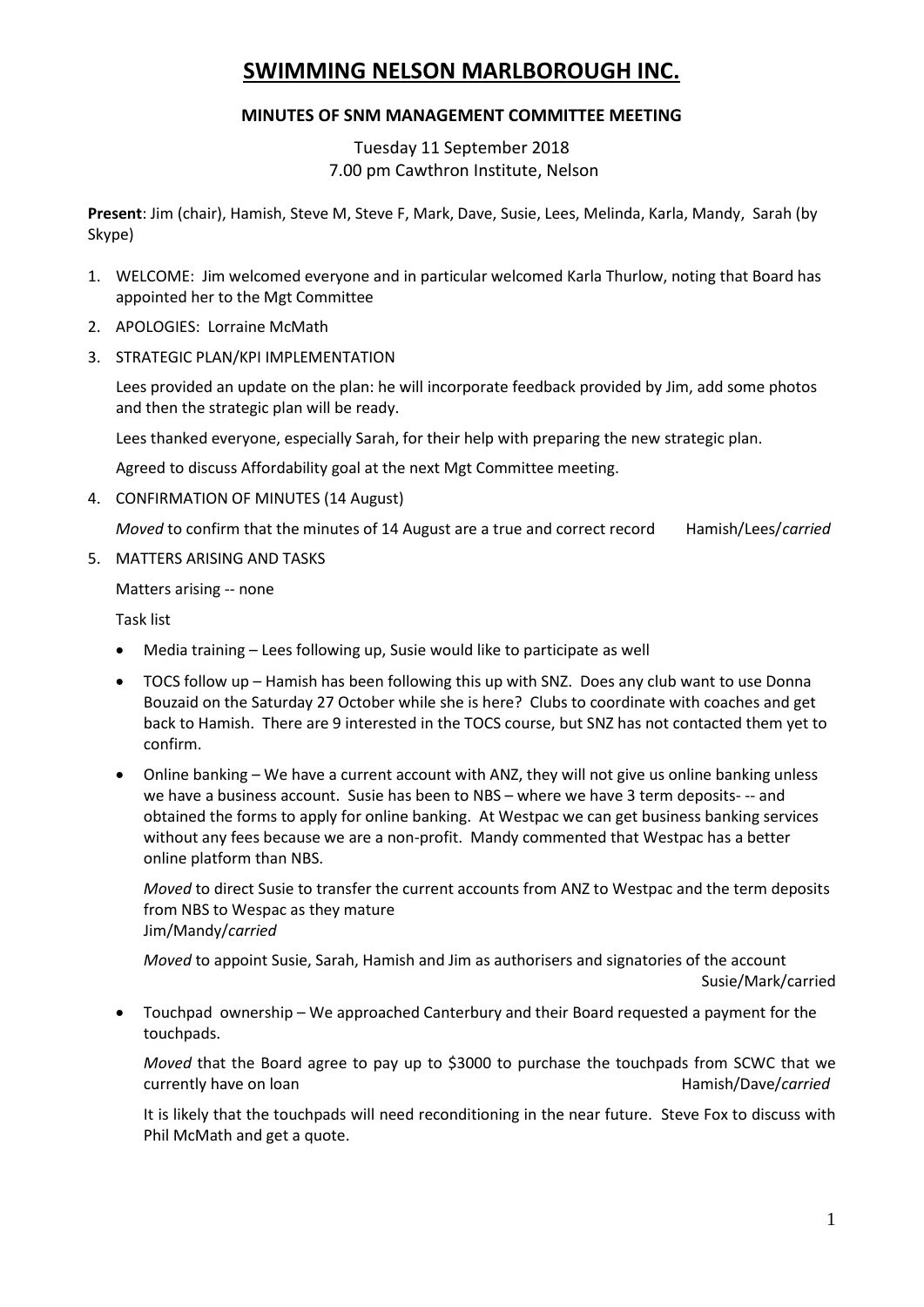# SWIMMING NELSON MARLBOROUGH INC.

## MINUTES OF SNM MANAGEMENT COMMITTEE MEETING

Tuesday 11 September 2018
7.00 pm Cawthron Institute, Nelson

**Present**: Jim (chair), Hamish, Steve M, Steve F, Mark, Dave, Susie, Lees, Melinda, Karla, Mandy, Sarah (by Skype)

1. WELCOME: Jim welcomed everyone and in particular welcomed Karla Thurlow, noting that Board has appointed her to the Mgt Committee
2. APOLOGIES: Lorraine McMath
3. STRATEGIC PLAN/KPI IMPLEMENTATION

   Lees provided an update on the plan: he will incorporate feedback provided by Jim, add some photos and then the strategic plan will be ready.

   Lees thanked everyone, especially Sarah, for their help with preparing the new strategic plan.

   Agreed to discuss Affordability goal at the next Mgt Committee meeting.

4. CONFIRMATION OF MINUTES (14 August)

   *Moved* to confirm that the minutes of 14 August are a true and correct record Hamish/Lees/*carried*

5. MATTERS ARISING AND TASKS

   Matters arising -- none

   Task list

   - Media training – Lees following up, Susie would like to participate as well
   - TOCS follow up – Hamish has been following this up with SNZ. Does any club want to use Donna Bouzaid on the Saturday 27 October while she is here? Clubs to coordinate with coaches and get back to Hamish. There are 9 interested in the TOCS course, but SNZ has not contacted them yet to confirm.
   - Online banking – We have a current account with ANZ, they will not give us online banking unless we have a business account. Susie has been to NBS – where we have 3 term deposits- -- and obtained the forms to apply for online banking. At Westpac we can get business banking services without any fees because we are a non-profit. Mandy commented that Westpac has a better online platform than NBS.

     *Moved* to direct Susie to transfer the current accounts from ANZ to Westpac and the term deposits from NBS to Wespac as they mature
     Jim/Mandy/*carried*

     *Moved* to appoint Susie, Sarah, Hamish and Jim as authorisers and signatories of the account
     Susie/Mark/carried

   - Touchpad ownership – We approached Canterbury and their Board requested a payment for the touchpads.

     *Moved* that the Board agree to pay up to $3000 to purchase the touchpads from SCWC that we currently have on loan Hamish/Dave/*carried*

     It is likely that the touchpads will need reconditioning in the near future. Steve Fox to discuss with Phil McMath and get a quote.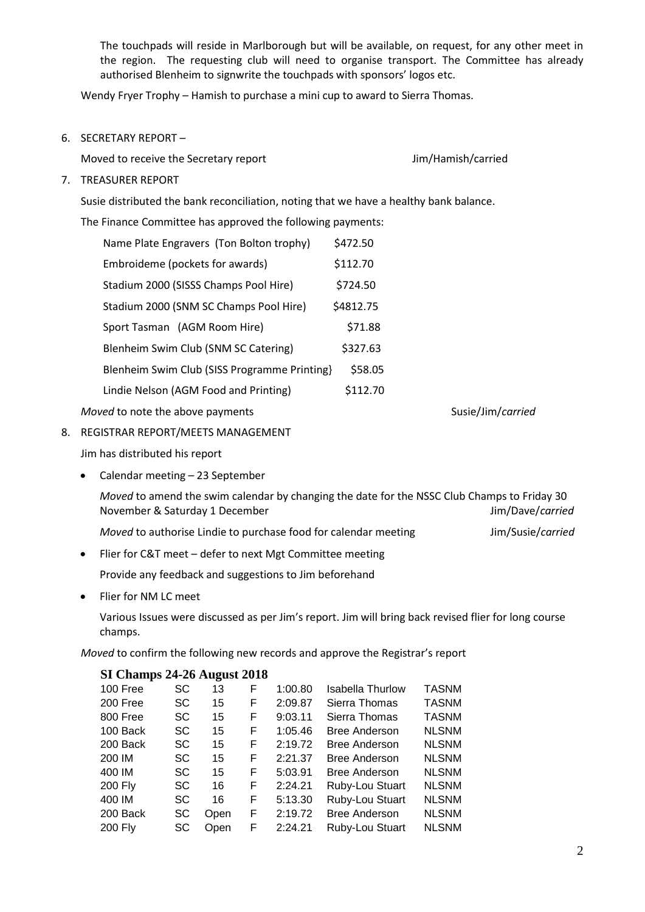The touchpads will reside in Marlborough but will be available, on request, for any other meet in the region. The requesting club will need to organise transport. The Committee has already authorised Blenheim to signwrite the touchpads with sponsors' logos etc.

Wendy Fryer Trophy – Hamish to purchase a mini cup to award to Sierra Thomas.

6. SECRETARY REPORT –

   Moved to receive the Secretary report Jim/Hamish/carried

7. TREASURER REPORT

   Susie distributed the bank reconciliation, noting that we have a healthy bank balance.

   The Finance Committee has approved the following payments:

| | |
|---|---|
| Name Plate Engravers (Ton Bolton trophy) | $472.50 |
| Embroideme (pockets for awards) | $112.70 |
| Stadium 2000 (SISSS Champs Pool Hire) | $724.50 |
| Stadium 2000 (SNM SC Champs Pool Hire) | $4812.75 |
| Sport Tasman (AGM Room Hire) | $71.88 |
| Blenheim Swim Club (SNM SC Catering) | $327.63 |
| Blenheim Swim Club (SISS Programme Printing} | $58.05 |
| Lindie Nelson (AGM Food and Printing) | $112.70 |

   *Moved* to note the above payments Susie/Jim/*carried*

8. REGISTRAR REPORT/MEETS MANAGEMENT

   Jim has distributed his report

   - Calendar meeting – 23 September

     *Moved* to amend the swim calendar by changing the date for the NSSC Club Champs to Friday 30 November & Saturday 1 December Jim/Dave/*carried*

     *Moved* to authorise Lindie to purchase food for calendar meeting Jim/Susie/*carried*

   - Flier for C&T meet – defer to next Mgt Committee meeting

     Provide any feedback and suggestions to Jim beforehand

   - Flier for NM LC meet

     Various Issues were discussed as per Jim's report. Jim will bring back revised flier for long course champs.

   *Moved* to confirm the following new records and approve the Registrar's report

**SI Champs 24-26 August 2018**

| Event | Course | Age | Sex | Time | Name | Club |
|---|---|---|---|---|---|---|
| 100 Free | SC | 13 | F | 1:00.80 | Isabella Thurlow | TASNM |
| 200 Free | SC | 15 | F | 2:09.87 | Sierra Thomas | TASNM |
| 800 Free | SC | 15 | F | 9:03.11 | Sierra Thomas | TASNM |
| 100 Back | SC | 15 | F | 1:05.46 | Bree Anderson | NLSNM |
| 200 Back | SC | 15 | F | 2:19.72 | Bree Anderson | NLSNM |
| 200 IM | SC | 15 | F | 2:21.37 | Bree Anderson | NLSNM |
| 400 IM | SC | 15 | F | 5:03.91 | Bree Anderson | NLSNM |
| 200 Fly | SC | 16 | F | 2:24.21 | Ruby-Lou Stuart | NLSNM |
| 400 IM | SC | 16 | F | 5:13.30 | Ruby-Lou Stuart | NLSNM |
| 200 Back | SC | Open | F | 2:19.72 | Bree Anderson | NLSNM |
| 200 Fly | SC | Open | F | 2:24.21 | Ruby-Lou Stuart | NLSNM |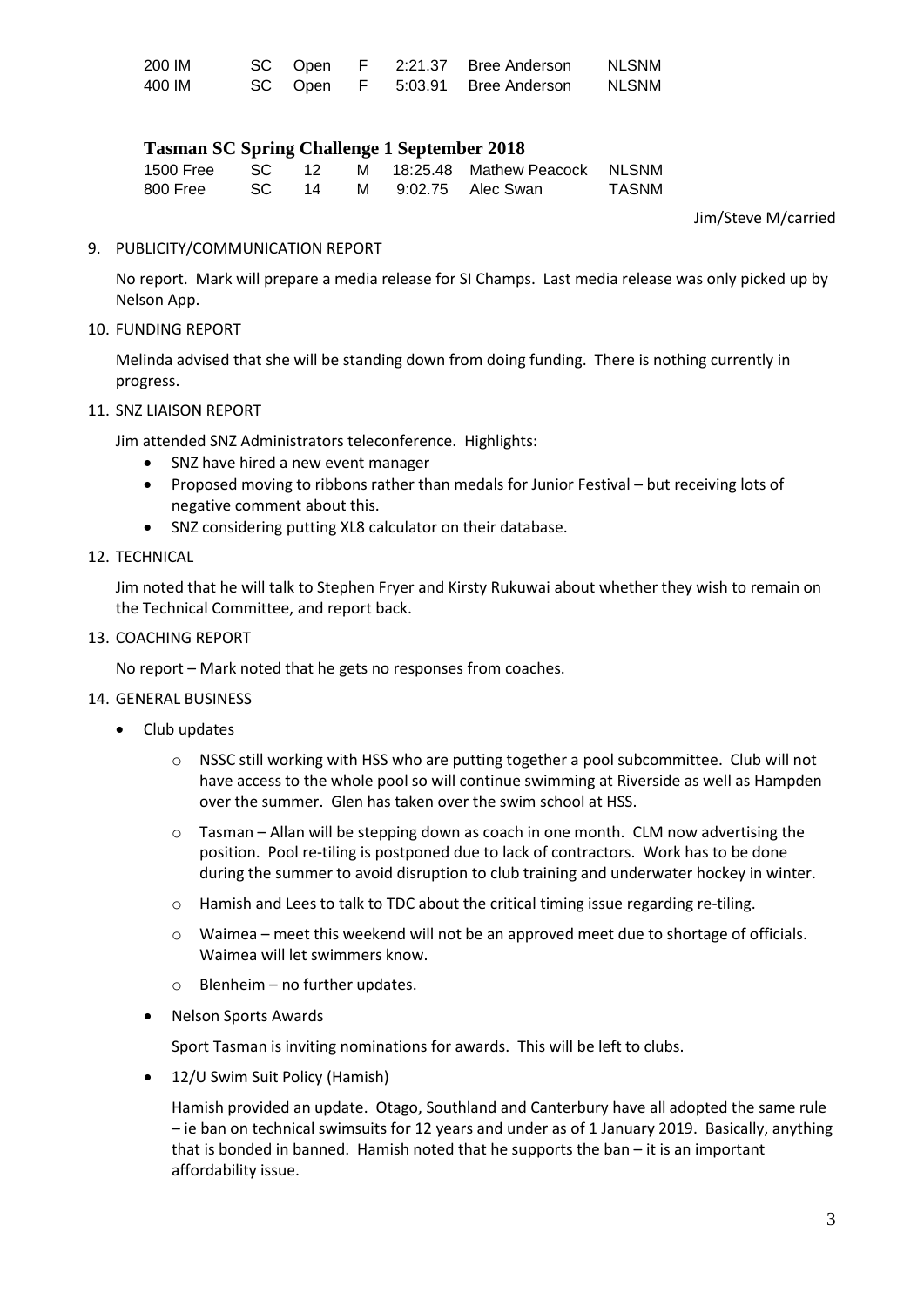| 200 IM | SC | Open | F | 2:21.37 | Bree Anderson | NLSNM |
|---|---|---|---|---|---|---|
| 400 IM | SC | Open | F | 5:03.91 | Bree Anderson | NLSNM |

**Tasman SC Spring Challenge 1 September 2018**

| 1500 Free | SC | 12 | M | 18:25.48 | Mathew Peacock | NLSNM |
|---|---|---|---|---|---|---|
| 800 Free | SC | 14 | M | 9:02.75 | Alec Swan | TASNM |

Jim/Steve M/carried

9. PUBLICITY/COMMUNICATION REPORT

   No report. Mark will prepare a media release for SI Champs. Last media release was only picked up by Nelson App.

10. FUNDING REPORT

    Melinda advised that she will be standing down from doing funding. There is nothing currently in progress.

11. SNZ LIAISON REPORT

    Jim attended SNZ Administrators teleconference. Highlights:
    - SNZ have hired a new event manager
    - Proposed moving to ribbons rather than medals for Junior Festival – but receiving lots of negative comment about this.
    - SNZ considering putting XL8 calculator on their database.

12. TECHNICAL

    Jim noted that he will talk to Stephen Fryer and Kirsty Rukuwai about whether they wish to remain on the Technical Committee, and report back.

13. COACHING REPORT

    No report – Mark noted that he gets no responses from coaches.

14. GENERAL BUSINESS

    - Club updates
      - NSSC still working with HSS who are putting together a pool subcommittee. Club will not have access to the whole pool so will continue swimming at Riverside as well as Hampden over the summer. Glen has taken over the swim school at HSS.
      - Tasman – Allan will be stepping down as coach in one month. CLM now advertising the position. Pool re-tiling is postponed due to lack of contractors. Work has to be done during the summer to avoid disruption to club training and underwater hockey in winter.
      - Hamish and Lees to talk to TDC about the critical timing issue regarding re-tiling.
      - Waimea – meet this weekend will not be an approved meet due to shortage of officials. Waimea will let swimmers know.
      - Blenheim – no further updates.
    - Nelson Sports Awards

      Sport Tasman is inviting nominations for awards. This will be left to clubs.

    - 12/U Swim Suit Policy (Hamish)

      Hamish provided an update. Otago, Southland and Canterbury have all adopted the same rule – ie ban on technical swimsuits for 12 years and under as of 1 January 2019. Basically, anything that is bonded in banned. Hamish noted that he supports the ban – it is an important affordability issue.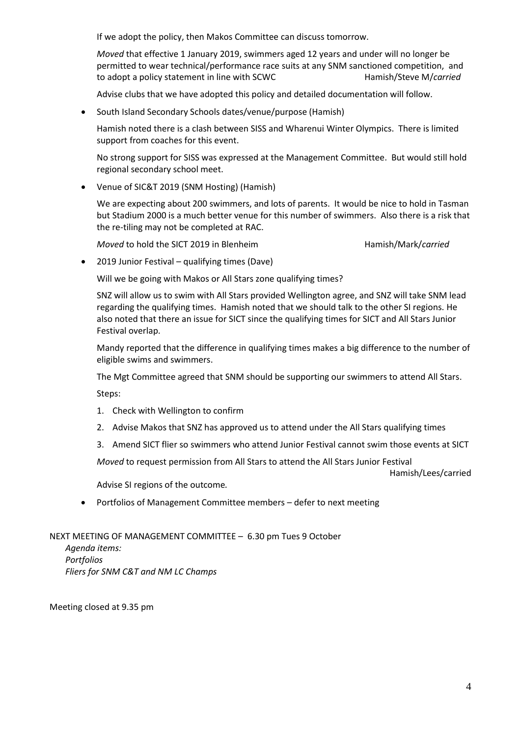If we adopt the policy, then Makos Committee can discuss tomorrow.

*Moved* that effective 1 January 2019, swimmers aged 12 years and under will no longer be permitted to wear technical/performance race suits at any SNM sanctioned competition, and to adopt a policy statement in line with SCWC Hamish/Steve M/*carried*

Advise clubs that we have adopted this policy and detailed documentation will follow.

- South Island Secondary Schools dates/venue/purpose (Hamish)

  Hamish noted there is a clash between SISS and Wharenui Winter Olympics. There is limited support from coaches for this event.

  No strong support for SISS was expressed at the Management Committee. But would still hold regional secondary school meet.

- Venue of SIC&T 2019 (SNM Hosting) (Hamish)

  We are expecting about 200 swimmers, and lots of parents. It would be nice to hold in Tasman but Stadium 2000 is a much better venue for this number of swimmers. Also there is a risk that the re-tiling may not be completed at RAC.

  *Moved* to hold the SICT 2019 in Blenheim Hamish/Mark/*carried*

- 2019 Junior Festival – qualifying times (Dave)

  Will we be going with Makos or All Stars zone qualifying times?

  SNZ will allow us to swim with All Stars provided Wellington agree, and SNZ will take SNM lead regarding the qualifying times. Hamish noted that we should talk to the other SI regions. He also noted that there an issue for SICT since the qualifying times for SICT and All Stars Junior Festival overlap.

  Mandy reported that the difference in qualifying times makes a big difference to the number of eligible swims and swimmers.

  The Mgt Committee agreed that SNM should be supporting our swimmers to attend All Stars.

  Steps:

  1. Check with Wellington to confirm
  2. Advise Makos that SNZ has approved us to attend under the All Stars qualifying times
  3. Amend SICT flier so swimmers who attend Junior Festival cannot swim those events at SICT

  *Moved* to request permission from All Stars to attend the All Stars Junior Festival Hamish/Lees/carried

  Advise SI regions of the outcome.

- Portfolios of Management Committee members – defer to next meeting

NEXT MEETING OF MANAGEMENT COMMITTEE – 6.30 pm Tues 9 October

*Agenda items:*
*Portfolios*
*Fliers for SNM C&T and NM LC Champs*

Meeting closed at 9.35 pm